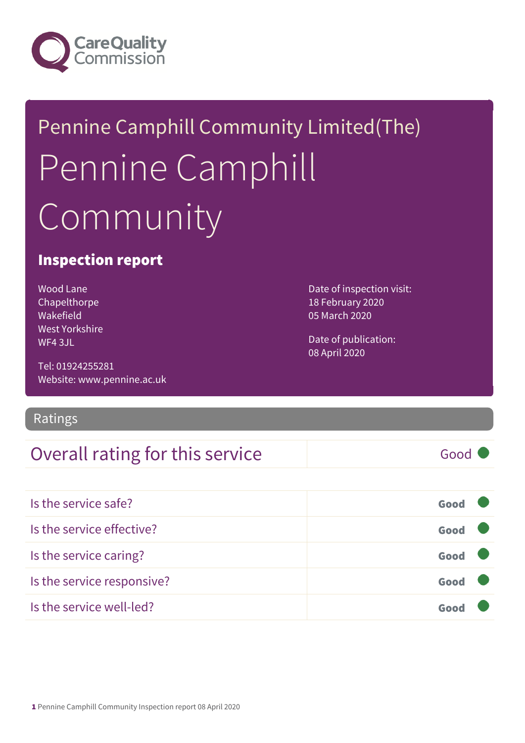Care Quality Commission

Pennine Camphill Community Limited(The)

# Pennine Camphill Community

## Inspection report

Wood Lane
Chapelthorpe
Wakefield
West Yorkshire
WF4 3JL

Tel: 01924255281
Website: www.pennine.ac.uk

Date of inspection visit:
18 February 2020
05 March 2020

Date of publication:
08 April 2020

## Ratings

| Overall rating for this service | Good |
|---|---|

| | |
|---|---|
| Is the service safe? | Good |
| Is the service effective? | Good |
| Is the service caring? | Good |
| Is the service responsive? | Good |
| Is the service well-led? | Good |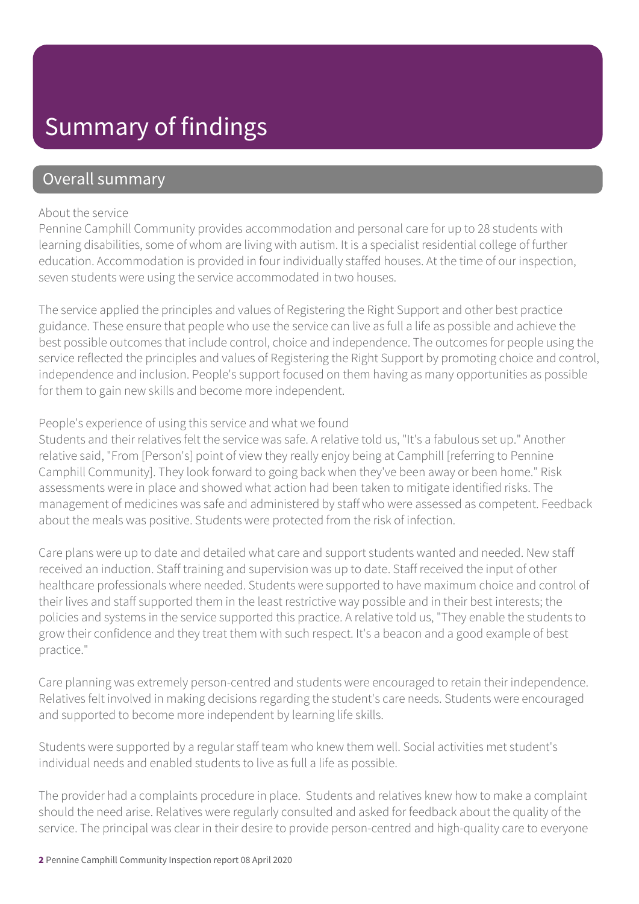# Summary of findings

## Overall summary

About the service

Pennine Camphill Community provides accommodation and personal care for up to 28 students with learning disabilities, some of whom are living with autism. It is a specialist residential college of further education. Accommodation is provided in four individually staffed houses. At the time of our inspection, seven students were using the service accommodated in two houses.

The service applied the principles and values of Registering the Right Support and other best practice guidance. These ensure that people who use the service can live as full a life as possible and achieve the best possible outcomes that include control, choice and independence. The outcomes for people using the service reflected the principles and values of Registering the Right Support by promoting choice and control, independence and inclusion. People's support focused on them having as many opportunities as possible for them to gain new skills and become more independent.

People's experience of using this service and what we found

Students and their relatives felt the service was safe. A relative told us, "It's a fabulous set up." Another relative said, "From [Person's] point of view they really enjoy being at Camphill [referring to Pennine Camphill Community]. They look forward to going back when they've been away or been home." Risk assessments were in place and showed what action had been taken to mitigate identified risks. The management of medicines was safe and administered by staff who were assessed as competent. Feedback about the meals was positive. Students were protected from the risk of infection.

Care plans were up to date and detailed what care and support students wanted and needed. New staff received an induction. Staff training and supervision was up to date. Staff received the input of other healthcare professionals where needed. Students were supported to have maximum choice and control of their lives and staff supported them in the least restrictive way possible and in their best interests; the policies and systems in the service supported this practice. A relative told us, "They enable the students to grow their confidence and they treat them with such respect. It's a beacon and a good example of best practice."

Care planning was extremely person-centred and students were encouraged to retain their independence. Relatives felt involved in making decisions regarding the student's care needs. Students were encouraged and supported to become more independent by learning life skills.

Students were supported by a regular staff team who knew them well. Social activities met student's individual needs and enabled students to live as full a life as possible.

The provider had a complaints procedure in place. Students and relatives knew how to make a complaint should the need arise. Relatives were regularly consulted and asked for feedback about the quality of the service. The principal was clear in their desire to provide person-centred and high-quality care to everyone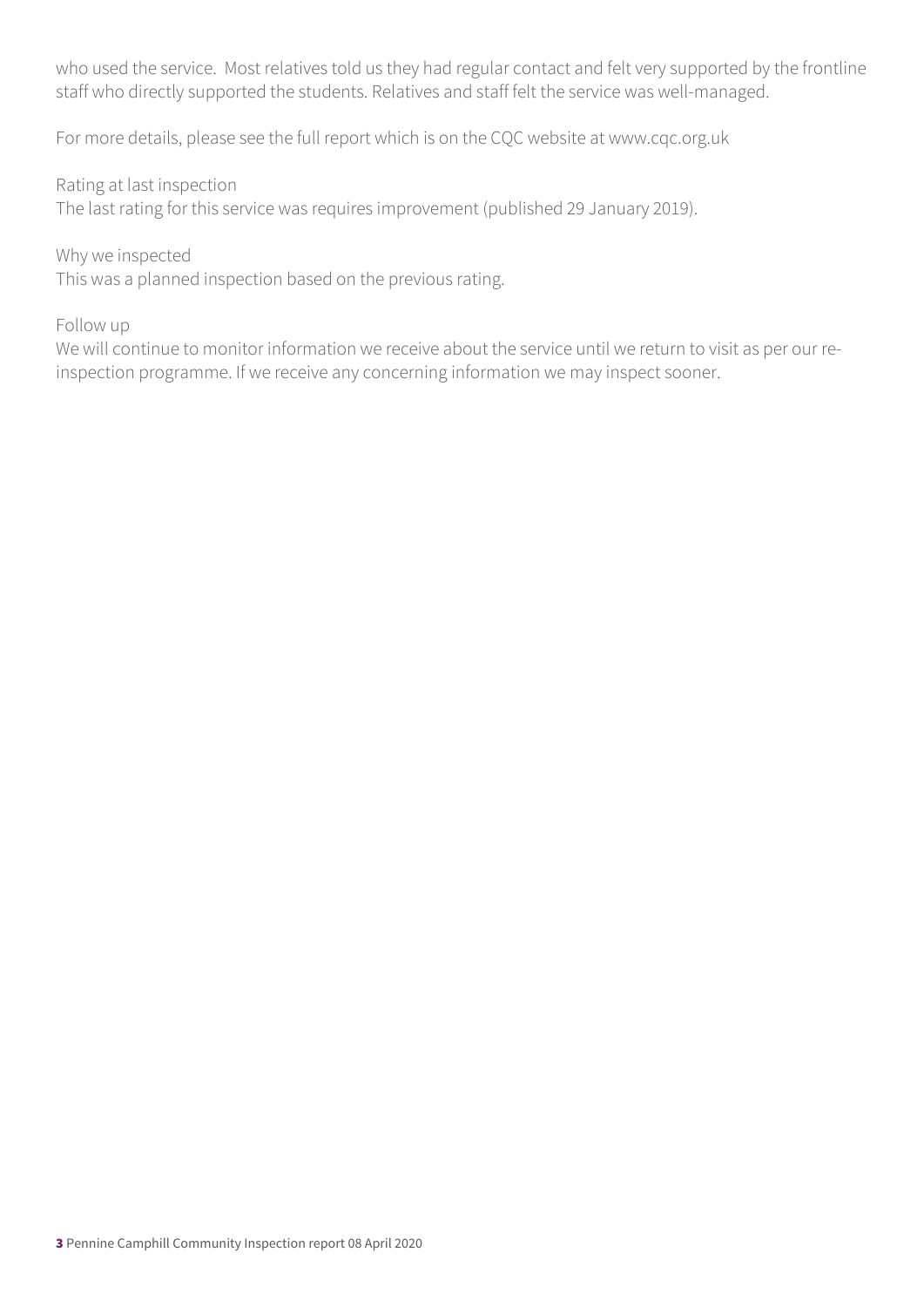who used the service. Most relatives told us they had regular contact and felt very supported by the frontline staff who directly supported the students. Relatives and staff felt the service was well-managed.

For more details, please see the full report which is on the CQC website at www.cqc.org.uk

Rating at last inspection
The last rating for this service was requires improvement (published 29 January 2019).

Why we inspected
This was a planned inspection based on the previous rating.

Follow up
We will continue to monitor information we receive about the service until we return to visit as per our re-inspection programme. If we receive any concerning information we may inspect sooner.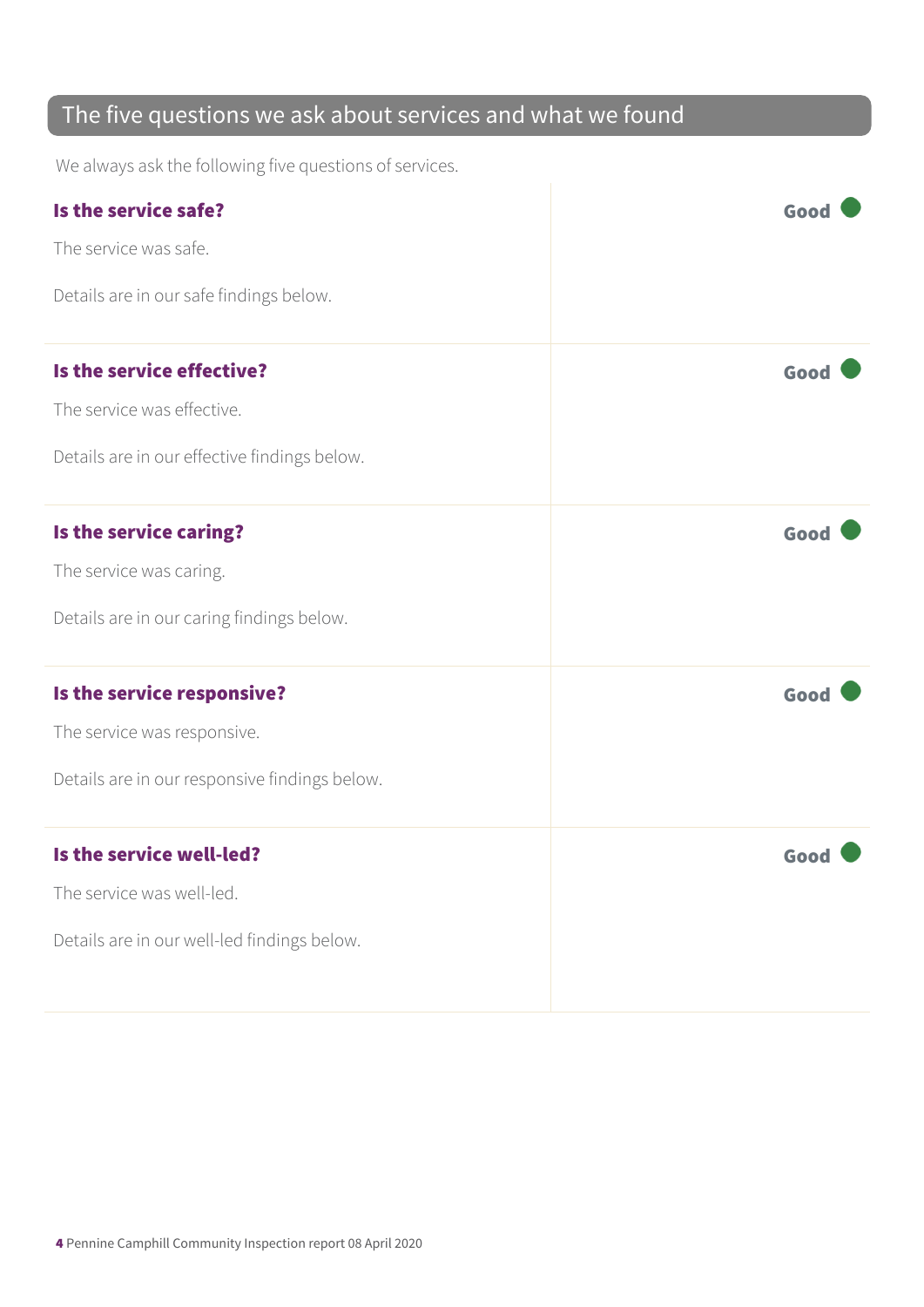## The five questions we ask about services and what we found

We always ask the following five questions of services.

| | |
|---|---|
| **Is the service safe?**<br><br>The service was safe.<br><br>Details are in our safe findings below. | **Good** |
| **Is the service effective?**<br><br>The service was effective.<br><br>Details are in our effective findings below. | **Good** |
| **Is the service caring?**<br><br>The service was caring.<br><br>Details are in our caring findings below. | **Good** |
| **Is the service responsive?**<br><br>The service was responsive.<br><br>Details are in our responsive findings below. | **Good** |
| **Is the service well-led?**<br><br>The service was well-led.<br><br>Details are in our well-led findings below. | **Good** |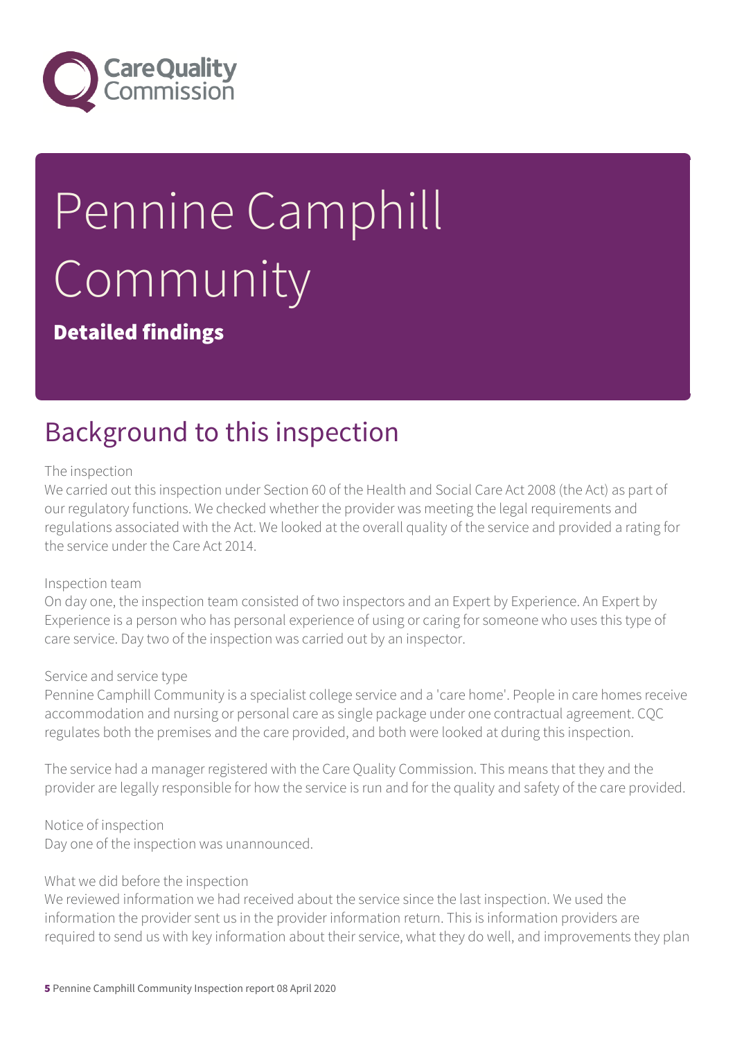# Pennine Camphill Community

**Detailed findings**

## Background to this inspection

The inspection
We carried out this inspection under Section 60 of the Health and Social Care Act 2008 (the Act) as part of our regulatory functions. We checked whether the provider was meeting the legal requirements and regulations associated with the Act. We looked at the overall quality of the service and provided a rating for the service under the Care Act 2014.

Inspection team
On day one, the inspection team consisted of two inspectors and an Expert by Experience. An Expert by Experience is a person who has personal experience of using or caring for someone who uses this type of care service. Day two of the inspection was carried out by an inspector.

Service and service type
Pennine Camphill Community is a specialist college service and a 'care home'. People in care homes receive accommodation and nursing or personal care as single package under one contractual agreement. CQC regulates both the premises and the care provided, and both were looked at during this inspection.

The service had a manager registered with the Care Quality Commission. This means that they and the provider are legally responsible for how the service is run and for the quality and safety of the care provided.

Notice of inspection
Day one of the inspection was unannounced.

What we did before the inspection
We reviewed information we had received about the service since the last inspection. We used the information the provider sent us in the provider information return. This is information providers are required to send us with key information about their service, what they do well, and improvements they plan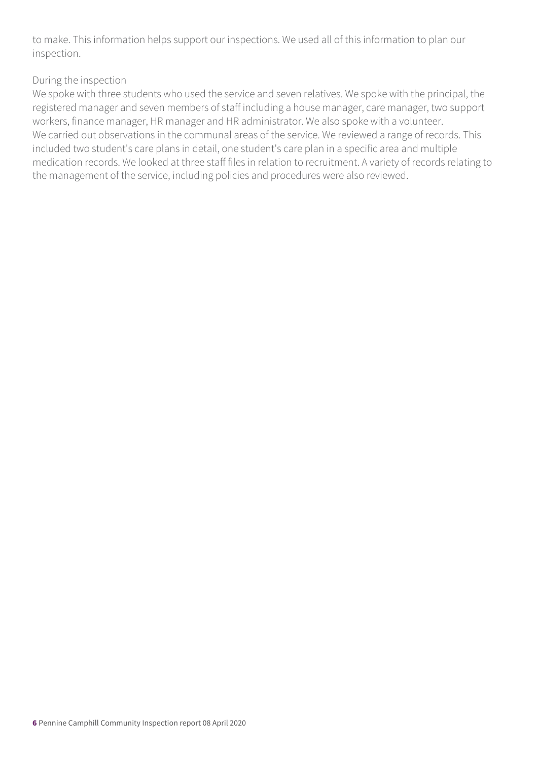to make. This information helps support our inspections. We used all of this information to plan our inspection.

During the inspection

We spoke with three students who used the service and seven relatives. We spoke with the principal, the registered manager and seven members of staff including a house manager, care manager, two support workers, finance manager, HR manager and HR administrator. We also spoke with a volunteer.

We carried out observations in the communal areas of the service. We reviewed a range of records. This included two student's care plans in detail, one student's care plan in a specific area and multiple medication records. We looked at three staff files in relation to recruitment. A variety of records relating to the management of the service, including policies and procedures were also reviewed.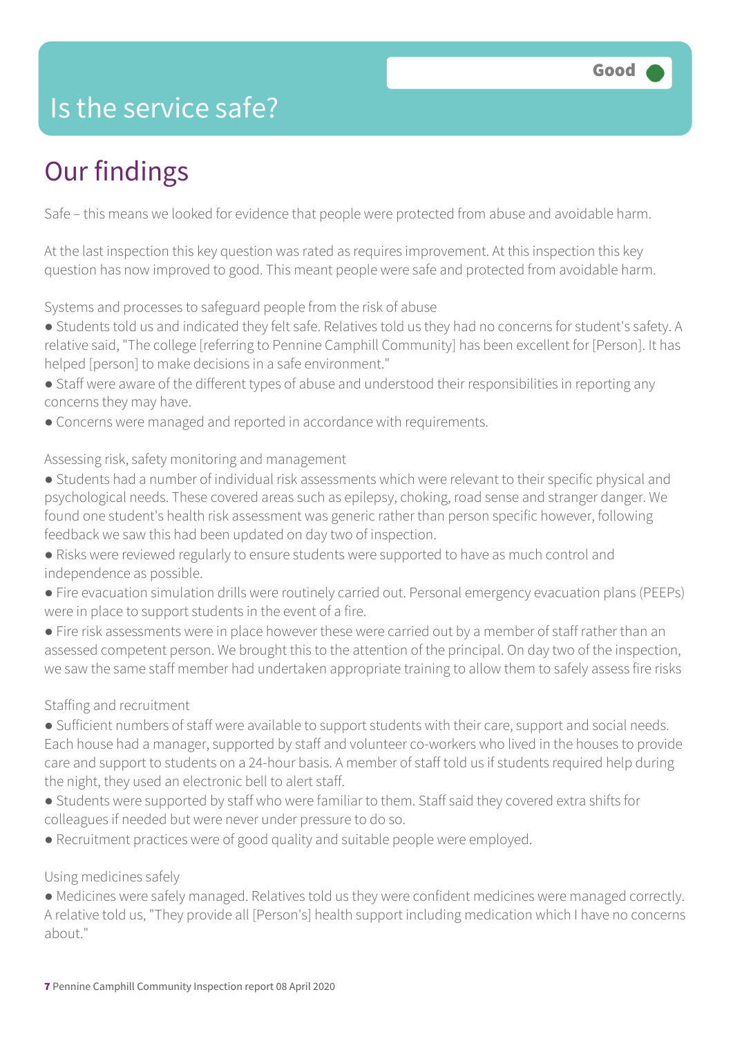# Is the service safe?

**Good**

## Our findings

Safe – this means we looked for evidence that people were protected from abuse and avoidable harm.

At the last inspection this key question was rated as requires improvement. At this inspection this key question has now improved to good. This meant people were safe and protected from avoidable harm.

Systems and processes to safeguard people from the risk of abuse

- Students told us and indicated they felt safe. Relatives told us they had no concerns for student's safety. A relative said, "The college [referring to Pennine Camphill Community] has been excellent for [Person]. It has helped [person] to make decisions in a safe environment."
- Staff were aware of the different types of abuse and understood their responsibilities in reporting any concerns they may have.
- Concerns were managed and reported in accordance with requirements.

Assessing risk, safety monitoring and management

- Students had a number of individual risk assessments which were relevant to their specific physical and psychological needs. These covered areas such as epilepsy, choking, road sense and stranger danger. We found one student's health risk assessment was generic rather than person specific however, following feedback we saw this had been updated on day two of inspection.
- Risks were reviewed regularly to ensure students were supported to have as much control and independence as possible.
- Fire evacuation simulation drills were routinely carried out. Personal emergency evacuation plans (PEEPs) were in place to support students in the event of a fire.
- Fire risk assessments were in place however these were carried out by a member of staff rather than an assessed competent person. We brought this to the attention of the principal. On day two of the inspection, we saw the same staff member had undertaken appropriate training to allow them to safely assess fire risks

Staffing and recruitment

- Sufficient numbers of staff were available to support students with their care, support and social needs. Each house had a manager, supported by staff and volunteer co-workers who lived in the houses to provide care and support to students on a 24-hour basis. A member of staff told us if students required help during the night, they used an electronic bell to alert staff.
- Students were supported by staff who were familiar to them. Staff said they covered extra shifts for colleagues if needed but were never under pressure to do so.
- Recruitment practices were of good quality and suitable people were employed.

Using medicines safely

- Medicines were safely managed. Relatives told us they were confident medicines were managed correctly. A relative told us, "They provide all [Person's] health support including medication which I have no concerns about."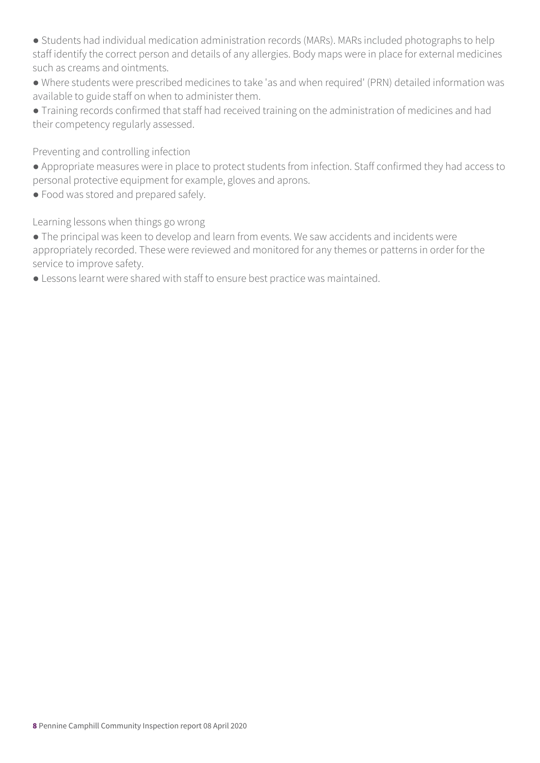- Students had individual medication administration records (MARs). MARs included photographs to help staff identify the correct person and details of any allergies. Body maps were in place for external medicines such as creams and ointments.
- Where students were prescribed medicines to take 'as and when required' (PRN) detailed information was available to guide staff on when to administer them.
- Training records confirmed that staff had received training on the administration of medicines and had their competency regularly assessed.

Preventing and controlling infection

- Appropriate measures were in place to protect students from infection. Staff confirmed they had access to personal protective equipment for example, gloves and aprons.
- Food was stored and prepared safely.

Learning lessons when things go wrong

- The principal was keen to develop and learn from events. We saw accidents and incidents were appropriately recorded. These were reviewed and monitored for any themes or patterns in order for the service to improve safety.
- Lessons learnt were shared with staff to ensure best practice was maintained.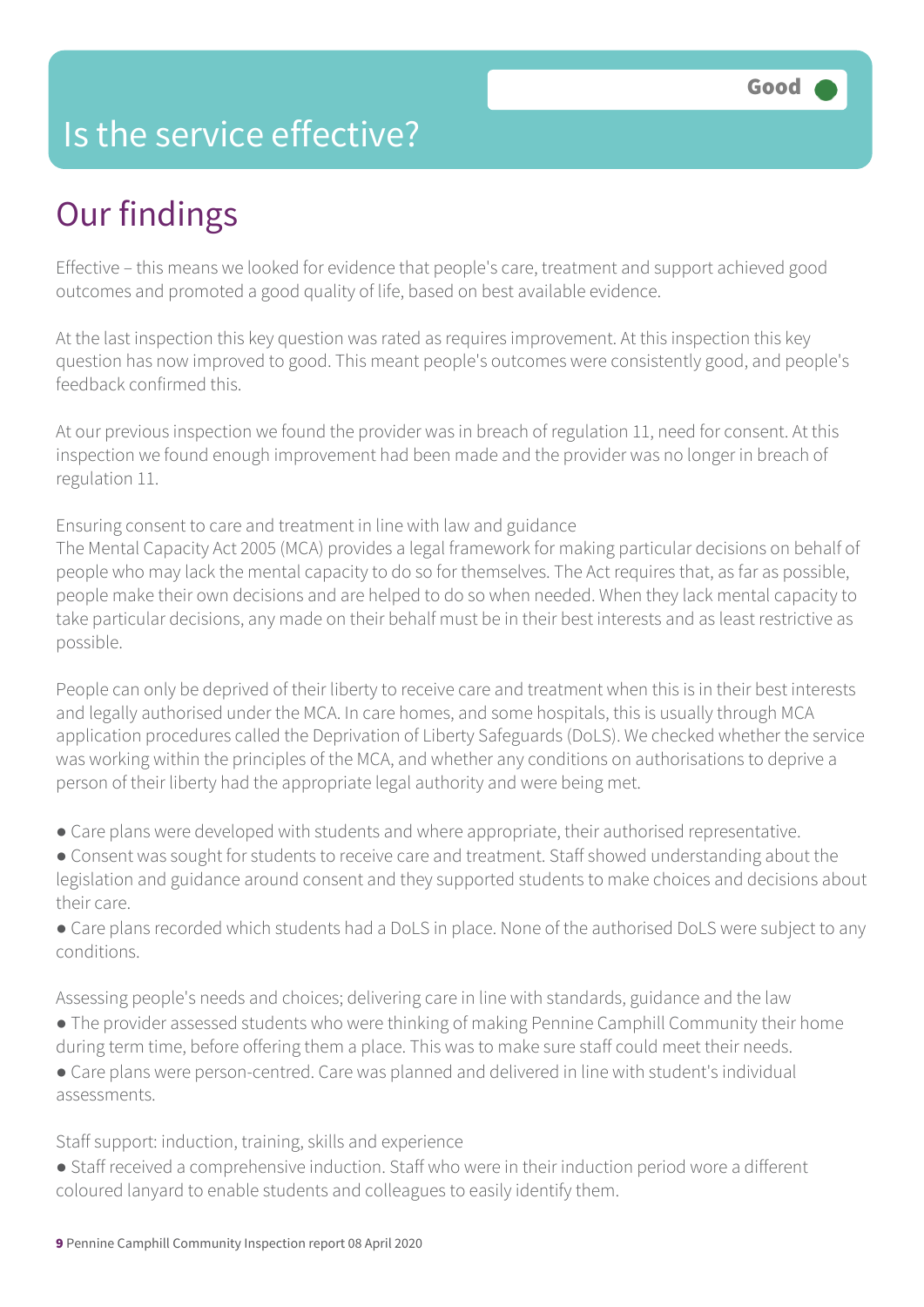# Is the service effective?

Good

## Our findings

Effective – this means we looked for evidence that people's care, treatment and support achieved good outcomes and promoted a good quality of life, based on best available evidence.

At the last inspection this key question was rated as requires improvement. At this inspection this key question has now improved to good. This meant people's outcomes were consistently good, and people's feedback confirmed this.

At our previous inspection we found the provider was in breach of regulation 11, need for consent. At this inspection we found enough improvement had been made and the provider was no longer in breach of regulation 11.

Ensuring consent to care and treatment in line with law and guidance

The Mental Capacity Act 2005 (MCA) provides a legal framework for making particular decisions on behalf of people who may lack the mental capacity to do so for themselves. The Act requires that, as far as possible, people make their own decisions and are helped to do so when needed. When they lack mental capacity to take particular decisions, any made on their behalf must be in their best interests and as least restrictive as possible.

People can only be deprived of their liberty to receive care and treatment when this is in their best interests and legally authorised under the MCA. In care homes, and some hospitals, this is usually through MCA application procedures called the Deprivation of Liberty Safeguards (DoLS). We checked whether the service was working within the principles of the MCA, and whether any conditions on authorisations to deprive a person of their liberty had the appropriate legal authority and were being met.

- Care plans were developed with students and where appropriate, their authorised representative.
- Consent was sought for students to receive care and treatment. Staff showed understanding about the legislation and guidance around consent and they supported students to make choices and decisions about their care.
- Care plans recorded which students had a DoLS in place. None of the authorised DoLS were subject to any conditions.

Assessing people's needs and choices; delivering care in line with standards, guidance and the law

- The provider assessed students who were thinking of making Pennine Camphill Community their home during term time, before offering them a place. This was to make sure staff could meet their needs.
- Care plans were person-centred. Care was planned and delivered in line with student's individual assessments.

Staff support: induction, training, skills and experience

- Staff received a comprehensive induction. Staff who were in their induction period wore a different coloured lanyard to enable students and colleagues to easily identify them.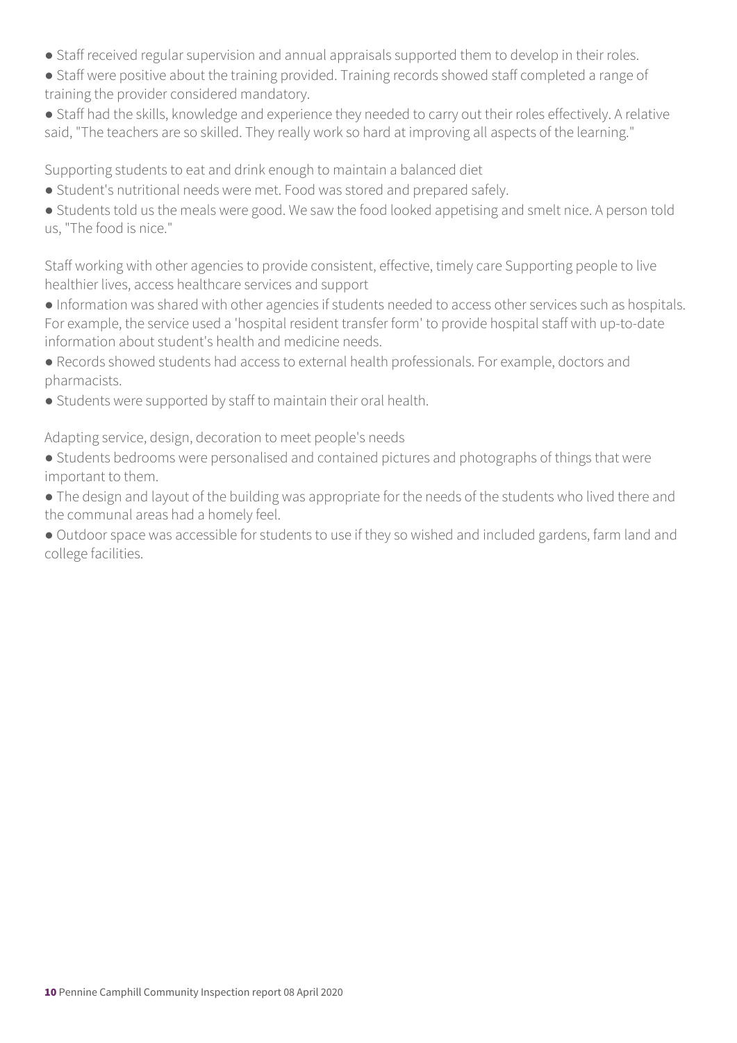- Staff received regular supervision and annual appraisals supported them to develop in their roles.
- Staff were positive about the training provided. Training records showed staff completed a range of training the provider considered mandatory.
- Staff had the skills, knowledge and experience they needed to carry out their roles effectively. A relative said, "The teachers are so skilled. They really work so hard at improving all aspects of the learning."

Supporting students to eat and drink enough to maintain a balanced diet

- Student's nutritional needs were met. Food was stored and prepared safely.
- Students told us the meals were good. We saw the food looked appetising and smelt nice. A person told us, "The food is nice."

Staff working with other agencies to provide consistent, effective, timely care Supporting people to live healthier lives, access healthcare services and support

- Information was shared with other agencies if students needed to access other services such as hospitals. For example, the service used a 'hospital resident transfer form' to provide hospital staff with up-to-date information about student's health and medicine needs.
- Records showed students had access to external health professionals. For example, doctors and pharmacists.
- Students were supported by staff to maintain their oral health.

Adapting service, design, decoration to meet people's needs

- Students bedrooms were personalised and contained pictures and photographs of things that were important to them.
- The design and layout of the building was appropriate for the needs of the students who lived there and the communal areas had a homely feel.
- Outdoor space was accessible for students to use if they so wished and included gardens, farm land and college facilities.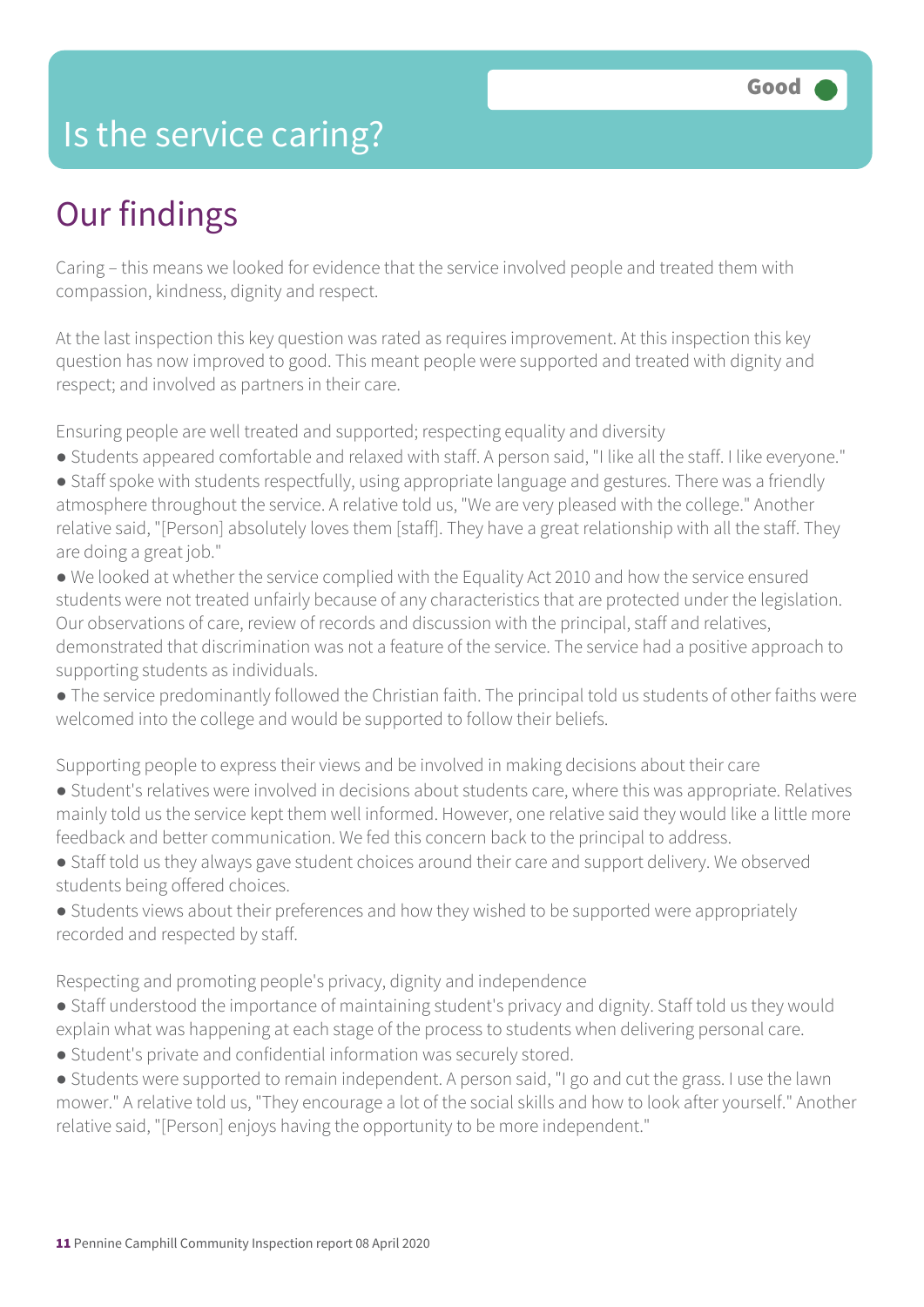# Is the service caring?

Good

## Our findings

Caring – this means we looked for evidence that the service involved people and treated them with compassion, kindness, dignity and respect.

At the last inspection this key question was rated as requires improvement. At this inspection this key question has now improved to good. This meant people were supported and treated with dignity and respect; and involved as partners in their care.

Ensuring people are well treated and supported; respecting equality and diversity

- Students appeared comfortable and relaxed with staff. A person said, "I like all the staff. I like everyone."
- Staff spoke with students respectfully, using appropriate language and gestures. There was a friendly atmosphere throughout the service. A relative told us, "We are very pleased with the college." Another relative said, "[Person] absolutely loves them [staff]. They have a great relationship with all the staff. They are doing a great job."
- We looked at whether the service complied with the Equality Act 2010 and how the service ensured students were not treated unfairly because of any characteristics that are protected under the legislation. Our observations of care, review of records and discussion with the principal, staff and relatives, demonstrated that discrimination was not a feature of the service. The service had a positive approach to supporting students as individuals.
- The service predominantly followed the Christian faith. The principal told us students of other faiths were welcomed into the college and would be supported to follow their beliefs.

Supporting people to express their views and be involved in making decisions about their care

- Student's relatives were involved in decisions about students care, where this was appropriate. Relatives mainly told us the service kept them well informed. However, one relative said they would like a little more feedback and better communication. We fed this concern back to the principal to address.
- Staff told us they always gave student choices around their care and support delivery. We observed students being offered choices.
- Students views about their preferences and how they wished to be supported were appropriately recorded and respected by staff.

Respecting and promoting people's privacy, dignity and independence

- Staff understood the importance of maintaining student's privacy and dignity. Staff told us they would explain what was happening at each stage of the process to students when delivering personal care.
- Student's private and confidential information was securely stored.
- Students were supported to remain independent. A person said, "I go and cut the grass. I use the lawn mower." A relative told us, "They encourage a lot of the social skills and how to look after yourself." Another relative said, "[Person] enjoys having the opportunity to be more independent."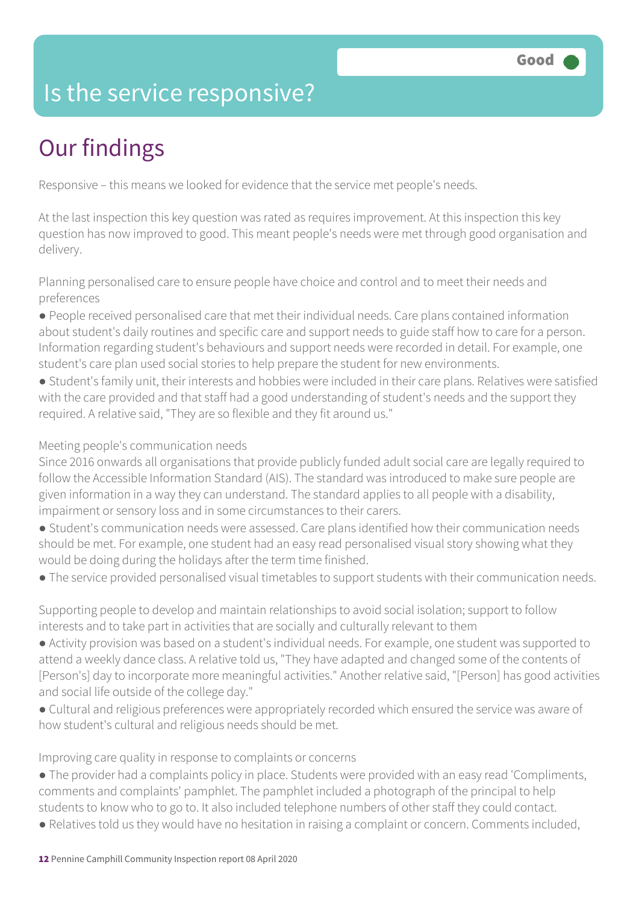Good

# Is the service responsive?

## Our findings

Responsive – this means we looked for evidence that the service met people's needs.

At the last inspection this key question was rated as requires improvement. At this inspection this key question has now improved to good. This meant people's needs were met through good organisation and delivery.

Planning personalised care to ensure people have choice and control and to meet their needs and preferences

- People received personalised care that met their individual needs. Care plans contained information about student's daily routines and specific care and support needs to guide staff how to care for a person. Information regarding student's behaviours and support needs were recorded in detail. For example, one student's care plan used social stories to help prepare the student for new environments.
- Student's family unit, their interests and hobbies were included in their care plans. Relatives were satisfied with the care provided and that staff had a good understanding of student's needs and the support they required. A relative said, "They are so flexible and they fit around us."

Meeting people's communication needs

Since 2016 onwards all organisations that provide publicly funded adult social care are legally required to follow the Accessible Information Standard (AIS). The standard was introduced to make sure people are given information in a way they can understand. The standard applies to all people with a disability, impairment or sensory loss and in some circumstances to their carers.

- Student's communication needs were assessed. Care plans identified how their communication needs should be met. For example, one student had an easy read personalised visual story showing what they would be doing during the holidays after the term time finished.
- The service provided personalised visual timetables to support students with their communication needs.

Supporting people to develop and maintain relationships to avoid social isolation; support to follow interests and to take part in activities that are socially and culturally relevant to them

- Activity provision was based on a student's individual needs. For example, one student was supported to attend a weekly dance class. A relative told us, "They have adapted and changed some of the contents of [Person's] day to incorporate more meaningful activities." Another relative said, "[Person] has good activities and social life outside of the college day."
- Cultural and religious preferences were appropriately recorded which ensured the service was aware of how student's cultural and religious needs should be met.

Improving care quality in response to complaints or concerns

- The provider had a complaints policy in place. Students were provided with an easy read 'Compliments, comments and complaints' pamphlet. The pamphlet included a photograph of the principal to help students to know who to go to. It also included telephone numbers of other staff they could contact.
- Relatives told us they would have no hesitation in raising a complaint or concern. Comments included,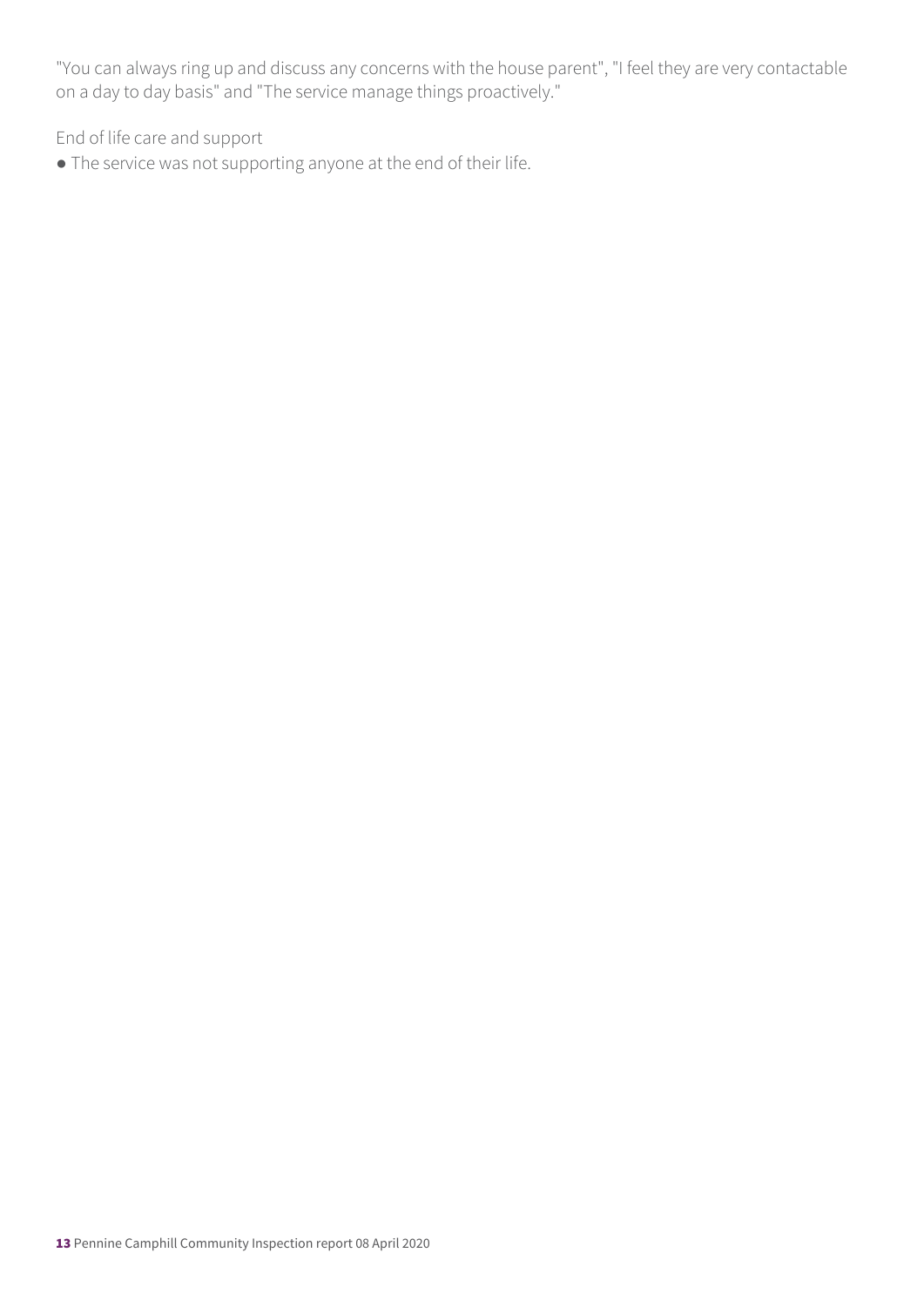"You can always ring up and discuss any concerns with the house parent", "I feel they are very contactable on a day to day basis" and "The service manage things proactively."

End of life care and support

- The service was not supporting anyone at the end of their life.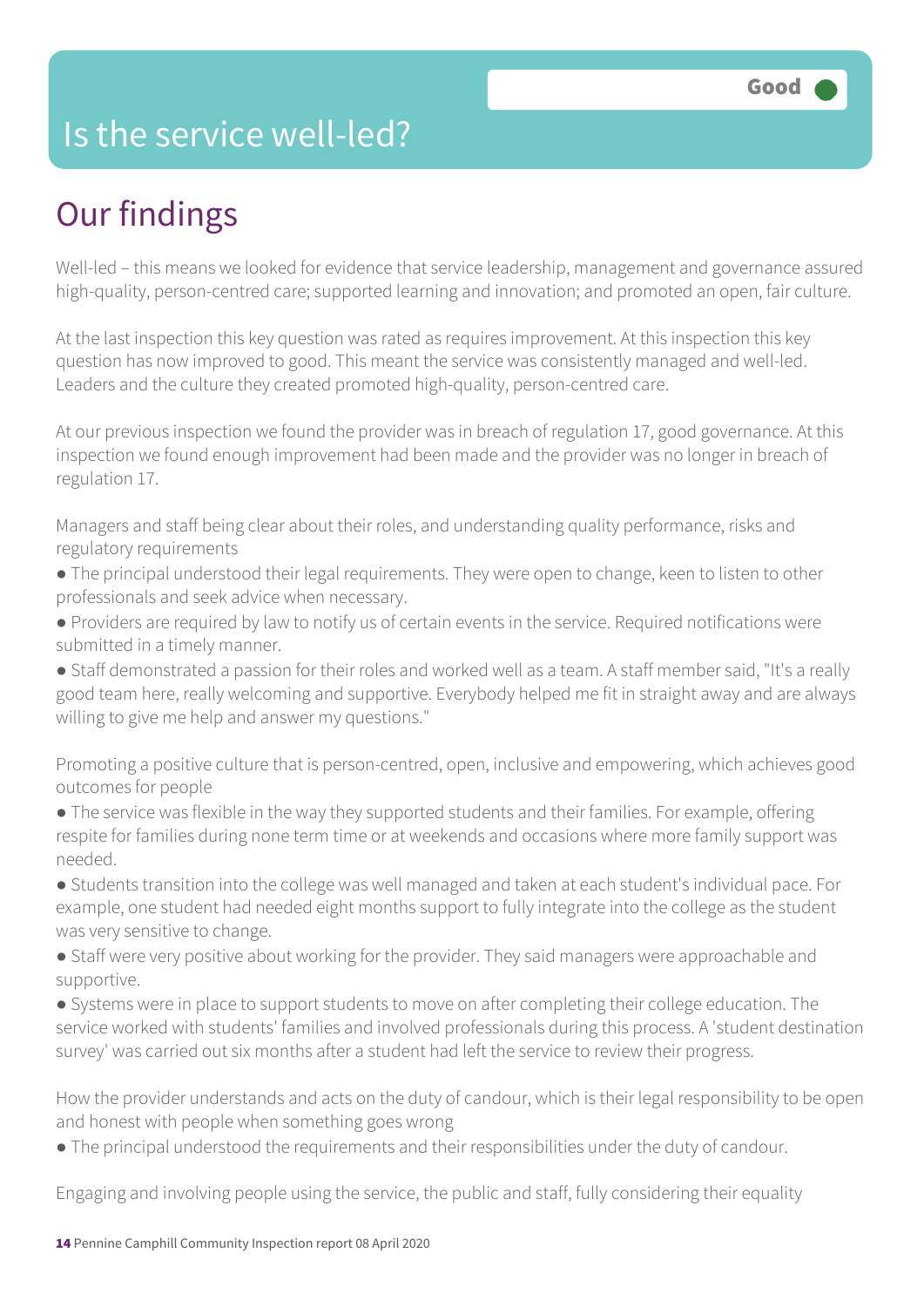# Is the service well-led?

Good

## Our findings

Well-led – this means we looked for evidence that service leadership, management and governance assured high-quality, person-centred care; supported learning and innovation; and promoted an open, fair culture.

At the last inspection this key question was rated as requires improvement. At this inspection this key question has now improved to good. This meant the service was consistently managed and well-led. Leaders and the culture they created promoted high-quality, person-centred care.

At our previous inspection we found the provider was in breach of regulation 17, good governance. At this inspection we found enough improvement had been made and the provider was no longer in breach of regulation 17.

Managers and staff being clear about their roles, and understanding quality performance, risks and regulatory requirements

- The principal understood their legal requirements. They were open to change, keen to listen to other professionals and seek advice when necessary.
- Providers are required by law to notify us of certain events in the service. Required notifications were submitted in a timely manner.
- Staff demonstrated a passion for their roles and worked well as a team. A staff member said, "It's a really good team here, really welcoming and supportive. Everybody helped me fit in straight away and are always willing to give me help and answer my questions."

Promoting a positive culture that is person-centred, open, inclusive and empowering, which achieves good outcomes for people

- The service was flexible in the way they supported students and their families. For example, offering respite for families during none term time or at weekends and occasions where more family support was needed.
- Students transition into the college was well managed and taken at each student's individual pace. For example, one student had needed eight months support to fully integrate into the college as the student was very sensitive to change.
- Staff were very positive about working for the provider. They said managers were approachable and supportive.
- Systems were in place to support students to move on after completing their college education. The service worked with students' families and involved professionals during this process. A 'student destination survey' was carried out six months after a student had left the service to review their progress.

How the provider understands and acts on the duty of candour, which is their legal responsibility to be open and honest with people when something goes wrong

- The principal understood the requirements and their responsibilities under the duty of candour.

Engaging and involving people using the service, the public and staff, fully considering their equality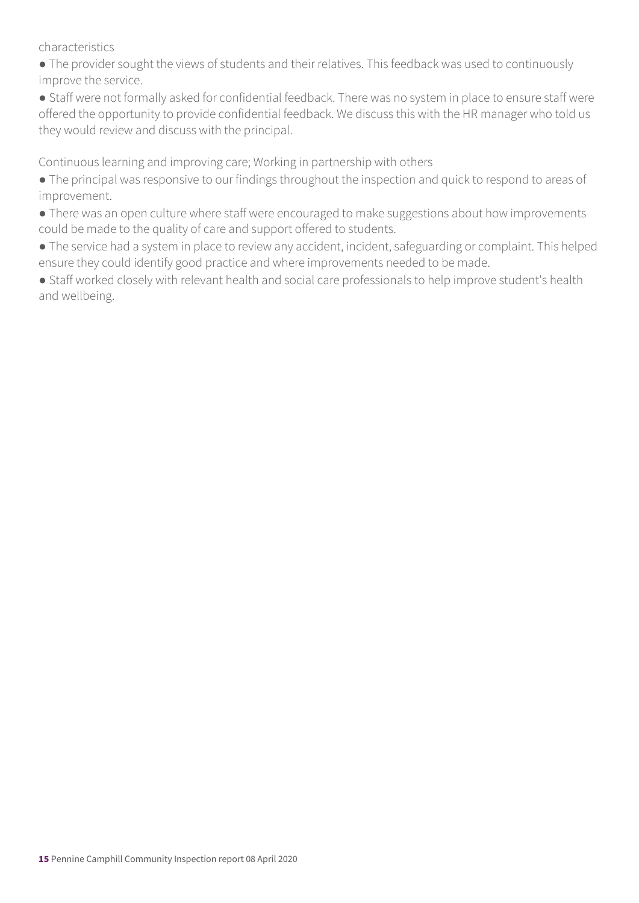characteristics

- The provider sought the views of students and their relatives. This feedback was used to continuously improve the service.
- Staff were not formally asked for confidential feedback. There was no system in place to ensure staff were offered the opportunity to provide confidential feedback. We discuss this with the HR manager who told us they would review and discuss with the principal.

Continuous learning and improving care; Working in partnership with others

- The principal was responsive to our findings throughout the inspection and quick to respond to areas of improvement.
- There was an open culture where staff were encouraged to make suggestions about how improvements could be made to the quality of care and support offered to students.
- The service had a system in place to review any accident, incident, safeguarding or complaint. This helped ensure they could identify good practice and where improvements needed to be made.
- Staff worked closely with relevant health and social care professionals to help improve student's health and wellbeing.